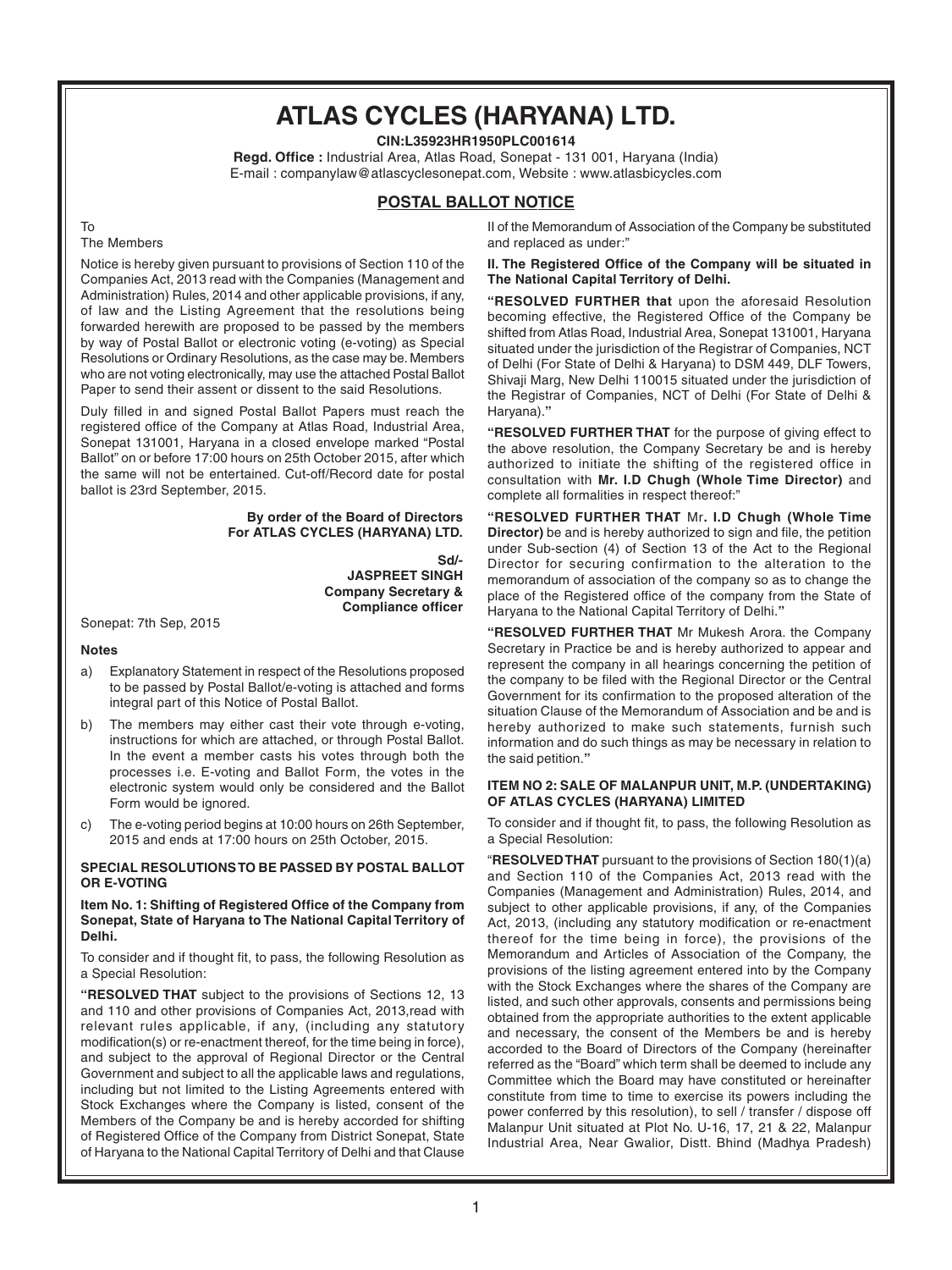# ATLAS CYCLES (HARYANA) LTD.

**CIN:L35923HR1950PLC001614**

**Regd. Office :** Industrial Area, Atlas Road, Sonepat - 131 001, Haryana (India)
E-mail : companylaw@atlascyclesonepat.com, Website : www.atlasbicycles.com

## POSTAL BALLOT NOTICE

To
The Members

Notice is hereby given pursuant to provisions of Section 110 of the Companies Act, 2013 read with the Companies (Management and Administration) Rules, 2014 and other applicable provisions, if any, of law and the Listing Agreement that the resolutions being forwarded herewith are proposed to be passed by the members by way of Postal Ballot or electronic voting (e-voting) as Special Resolutions or Ordinary Resolutions, as the case may be. Members who are not voting electronically, may use the attached Postal Ballot Paper to send their assent or dissent to the said Resolutions.

Duly filled in and signed Postal Ballot Papers must reach the registered office of the Company at Atlas Road, Industrial Area, Sonepat 131001, Haryana in a closed envelope marked "Postal Ballot" on or before 17:00 hours on 25th October 2015, after which the same will not be entertained. Cut-off/Record date for postal ballot is 23rd September, 2015.

**By order of the Board of Directors**
**For ATLAS CYCLES (HARYANA) LTD.**

**Sd/-**
**JASPREET SINGH**
**Company Secretary &**
**Compliance officer**

Sonepat: 7th Sep, 2015

**Notes**

a) Explanatory Statement in respect of the Resolutions proposed to be passed by Postal Ballot/e-voting is attached and forms integral part of this Notice of Postal Ballot.

b) The members may either cast their vote through e-voting, instructions for which are attached, or through Postal Ballot. In the event a member casts his votes through both the processes i.e. E-voting and Ballot Form, the votes in the electronic system would only be considered and the Ballot Form would be ignored.

c) The e-voting period begins at 10:00 hours on 26th September, 2015 and ends at 17:00 hours on 25th October, 2015.

### SPECIAL RESOLUTIONS TO BE PASSED BY POSTAL BALLOT OR E-VOTING

**Item No. 1: Shifting of Registered Office of the Company from Sonepat, State of Haryana to The National Capital Territory of Delhi.**

To consider and if thought fit, to pass, the following Resolution as a Special Resolution:

**"RESOLVED THAT** subject to the provisions of Sections 12, 13 and 110 and other provisions of Companies Act, 2013,read with relevant rules applicable, if any, (including any statutory modification(s) or re-enactment thereof, for the time being in force), and subject to the approval of Regional Director or the Central Government and subject to all the applicable laws and regulations, including but not limited to the Listing Agreements entered with Stock Exchanges where the Company is listed, consent of the Members of the Company be and is hereby accorded for shifting of Registered Office of the Company from District Sonepat, State of Haryana to the National Capital Territory of Delhi and that Clause II of the Memorandum of Association of the Company be substituted and replaced as under:"

**II. The Registered Office of the Company will be situated in The National Capital Territory of Delhi.**

**"RESOLVED FURTHER that** upon the aforesaid Resolution becoming effective, the Registered Office of the Company be shifted from Atlas Road, Industrial Area, Sonepat 131001, Haryana situated under the jurisdiction of the Registrar of Companies, NCT of Delhi (For State of Delhi & Haryana) to DSM 449, DLF Towers, Shivaji Marg, New Delhi 110015 situated under the jurisdiction of the Registrar of Companies, NCT of Delhi (For State of Delhi & Haryana)."

**"RESOLVED FURTHER THAT** for the purpose of giving effect to the above resolution, the Company Secretary be and is hereby authorized to initiate the shifting of the registered office in consultation with **Mr. I.D Chugh (Whole Time Director)** and complete all formalities in respect thereof:"

**"RESOLVED FURTHER THAT** Mr**. I.D Chugh (Whole Time Director)** be and is hereby authorized to sign and file, the petition under Sub-section (4) of Section 13 of the Act to the Regional Director for securing confirmation to the alteration to the memorandum of association of the company so as to change the place of the Registered office of the company from the State of Haryana to the National Capital Territory of Delhi."

**"RESOLVED FURTHER THAT** Mr Mukesh Arora. the Company Secretary in Practice be and is hereby authorized to appear and represent the company in all hearings concerning the petition of the company to be filed with the Regional Director or the Central Government for its confirmation to the proposed alteration of the situation Clause of the Memorandum of Association and be and is hereby authorized to make such statements, furnish such information and do such things as may be necessary in relation to the said petition."

**ITEM NO 2: SALE OF MALANPUR UNIT, M.P. (UNDERTAKING) OF ATLAS CYCLES (HARYANA) LIMITED**

To consider and if thought fit, to pass, the following Resolution as a Special Resolution:

"**RESOLVED THAT** pursuant to the provisions of Section 180(1)(a) and Section 110 of the Companies Act, 2013 read with the Companies (Management and Administration) Rules, 2014, and subject to other applicable provisions, if any, of the Companies Act, 2013, (including any statutory modification or re-enactment thereof for the time being in force), the provisions of the Memorandum and Articles of Association of the Company, the provisions of the listing agreement entered into by the Company with the Stock Exchanges where the shares of the Company are listed, and such other approvals, consents and permissions being obtained from the appropriate authorities to the extent applicable and necessary, the consent of the Members be and is hereby accorded to the Board of Directors of the Company (hereinafter referred as the "Board" which term shall be deemed to include any Committee which the Board may have constituted or hereinafter constitute from time to time to exercise its powers including the power conferred by this resolution), to sell / transfer / dispose off Malanpur Unit situated at Plot No. U-16, 17, 21 & 22, Malanpur Industrial Area, Near Gwalior, Distt. Bhind (Madhya Pradesh)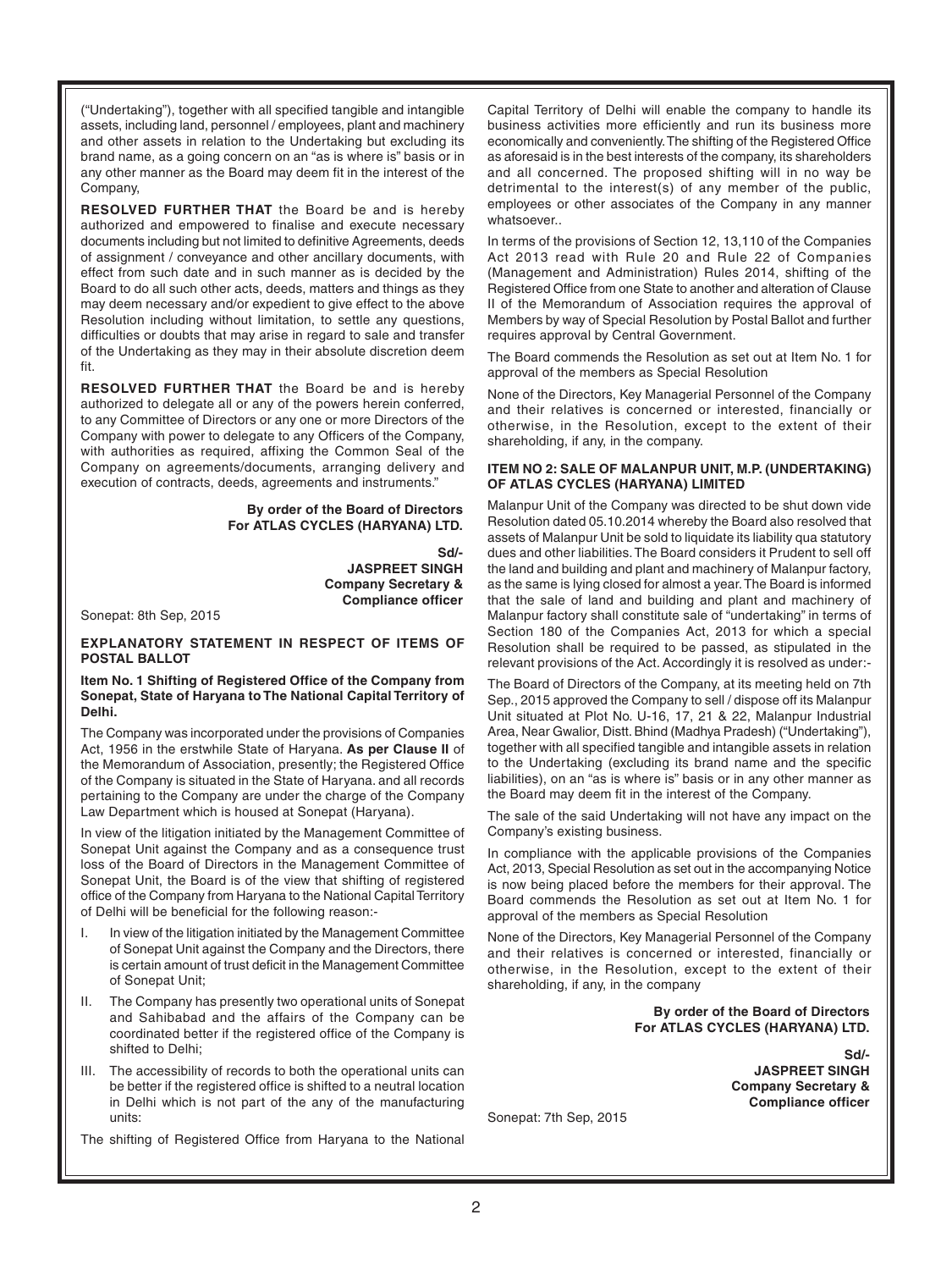("Undertaking"), together with all specified tangible and intangible assets, including land, personnel / employees, plant and machinery and other assets in relation to the Undertaking but excluding its brand name, as a going concern on an "as is where is" basis or in any other manner as the Board may deem fit in the interest of the Company,

**RESOLVED FURTHER THAT** the Board be and is hereby authorized and empowered to finalise and execute necessary documents including but not limited to definitive Agreements, deeds of assignment / conveyance and other ancillary documents, with effect from such date and in such manner as is decided by the Board to do all such other acts, deeds, matters and things as they may deem necessary and/or expedient to give effect to the above Resolution including without limitation, to settle any questions, difficulties or doubts that may arise in regard to sale and transfer of the Undertaking as they may in their absolute discretion deem fit.

**RESOLVED FURTHER THAT** the Board be and is hereby authorized to delegate all or any of the powers herein conferred, to any Committee of Directors or any one or more Directors of the Company with power to delegate to any Officers of the Company, with authorities as required, affixing the Common Seal of the Company on agreements/documents, arranging delivery and execution of contracts, deeds, agreements and instruments."

**By order of the Board of Directors**
**For ATLAS CYCLES (HARYANA) LTD.**

**Sd/-**
**JASPREET SINGH**
**Company Secretary &**
**Compliance officer**

Sonepat: 8th Sep, 2015

## EXPLANATORY STATEMENT IN RESPECT OF ITEMS OF POSTAL BALLOT

### Item No. 1 Shifting of Registered Office of the Company from Sonepat, State of Haryana to The National Capital Territory of Delhi.

The Company was incorporated under the provisions of Companies Act, 1956 in the erstwhile State of Haryana. **As per Clause II** of the Memorandum of Association, presently; the Registered Office of the Company is situated in the State of Haryana. and all records pertaining to the Company are under the charge of the Company Law Department which is housed at Sonepat (Haryana).

In view of the litigation initiated by the Management Committee of Sonepat Unit against the Company and as a consequence trust loss of the Board of Directors in the Management Committee of Sonepat Unit, the Board is of the view that shifting of registered office of the Company from Haryana to the National Capital Territory of Delhi will be beneficial for the following reason:-

I. In view of the litigation initiated by the Management Committee of Sonepat Unit against the Company and the Directors, there is certain amount of trust deficit in the Management Committee of Sonepat Unit;

II. The Company has presently two operational units of Sonepat and Sahibabad and the affairs of the Company can be coordinated better if the registered office of the Company is shifted to Delhi;

III. The accessibility of records to both the operational units can be better if the registered office is shifted to a neutral location in Delhi which is not part of the any of the manufacturing units:

The shifting of Registered Office from Haryana to the National Capital Territory of Delhi will enable the company to handle its business activities more efficiently and run its business more economically and conveniently. The shifting of the Registered Office as aforesaid is in the best interests of the company, its shareholders and all concerned. The proposed shifting will in no way be detrimental to the interest(s) of any member of the public, employees or other associates of the Company in any manner whatsoever..

In terms of the provisions of Section 12, 13,110 of the Companies Act 2013 read with Rule 20 and Rule 22 of Companies (Management and Administration) Rules 2014, shifting of the Registered Office from one State to another and alteration of Clause II of the Memorandum of Association requires the approval of Members by way of Special Resolution by Postal Ballot and further requires approval by Central Government.

The Board commends the Resolution as set out at Item No. 1 for approval of the members as Special Resolution

None of the Directors, Key Managerial Personnel of the Company and their relatives is concerned or interested, financially or otherwise, in the Resolution, except to the extent of their shareholding, if any, in the company.

### ITEM NO 2: SALE OF MALANPUR UNIT, M.P. (UNDERTAKING) OF ATLAS CYCLES (HARYANA) LIMITED

Malanpur Unit of the Company was directed to be shut down vide Resolution dated 05.10.2014 whereby the Board also resolved that assets of Malanpur Unit be sold to liquidate its liability qua statutory dues and other liabilities. The Board considers it Prudent to sell off the land and building and plant and machinery of Malanpur factory, as the same is lying closed for almost a year. The Board is informed that the sale of land and building and plant and machinery of Malanpur factory shall constitute sale of "undertaking" in terms of Section 180 of the Companies Act, 2013 for which a special Resolution shall be required to be passed, as stipulated in the relevant provisions of the Act. Accordingly it is resolved as under:-

The Board of Directors of the Company, at its meeting held on 7th Sep., 2015 approved the Company to sell / dispose off its Malanpur Unit situated at Plot No. U-16, 17, 21 & 22, Malanpur Industrial Area, Near Gwalior, Distt. Bhind (Madhya Pradesh) ("Undertaking"), together with all specified tangible and intangible assets in relation to the Undertaking (excluding its brand name and the specific liabilities), on an "as is where is" basis or in any other manner as the Board may deem fit in the interest of the Company.

The sale of the said Undertaking will not have any impact on the Company's existing business.

In compliance with the applicable provisions of the Companies Act, 2013, Special Resolution as set out in the accompanying Notice is now being placed before the members for their approval. The Board commends the Resolution as set out at Item No. 1 for approval of the members as Special Resolution

None of the Directors, Key Managerial Personnel of the Company and their relatives is concerned or interested, financially or otherwise, in the Resolution, except to the extent of their shareholding, if any, in the company

**By order of the Board of Directors**
**For ATLAS CYCLES (HARYANA) LTD.**

**Sd/-**
**JASPREET SINGH**
**Company Secretary &**
**Compliance officer**

Sonepat: 7th Sep, 2015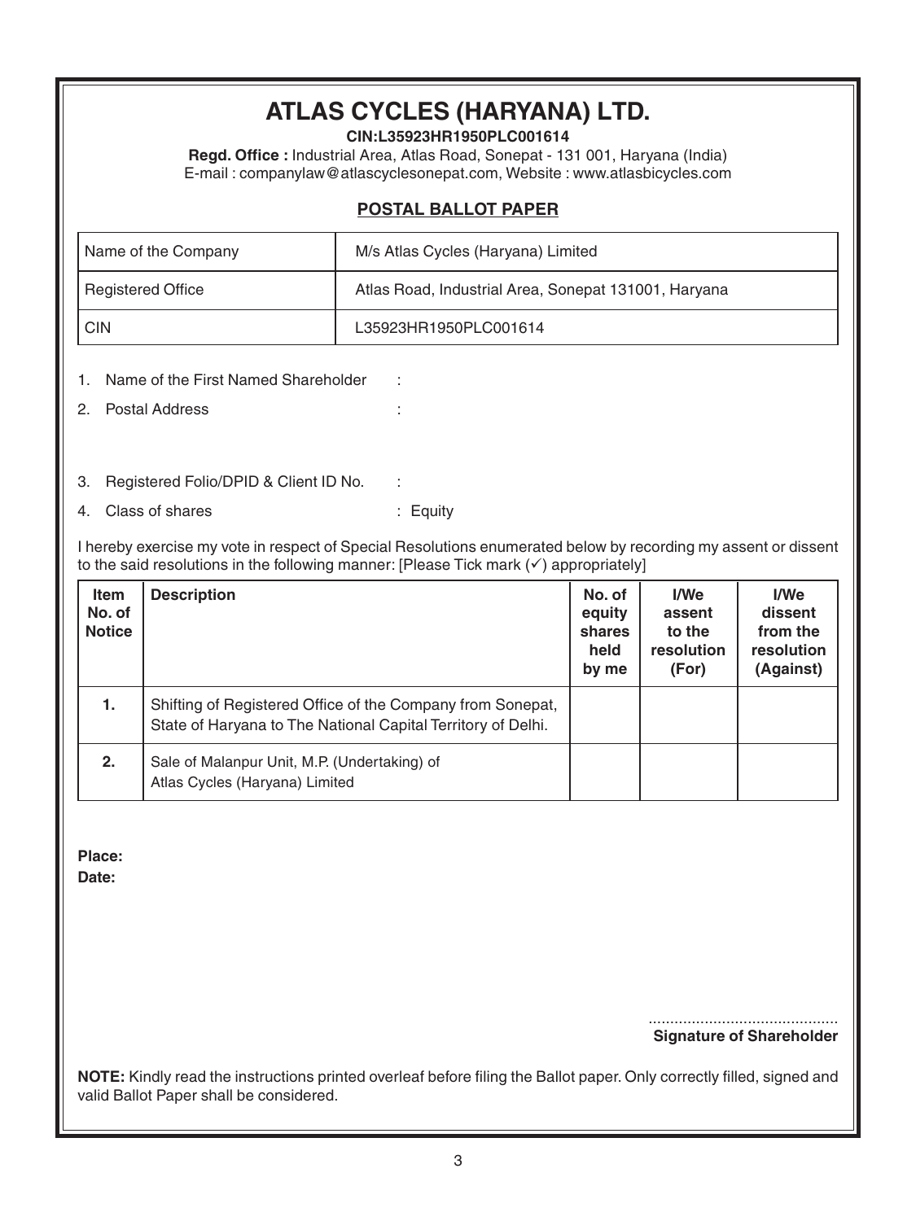# ATLAS CYCLES (HARYANA) LTD.

**CIN:L35923HR1950PLC001614**

**Regd. Office :** Industrial Area, Atlas Road, Sonepat - 131 001, Haryana (India)
E-mail : companylaw@atlascyclesonepat.com, Website : www.atlasbicycles.com

## POSTAL BALLOT PAPER

| | |
|---|---|
| Name of the Company | M/s Atlas Cycles (Haryana) Limited |
| Registered Office | Atlas Road, Industrial Area, Sonepat 131001, Haryana |
| CIN | L35923HR1950PLC001614 |

1. Name of the First Named Shareholder :
2. Postal Address :
3. Registered Folio/DPID & Client ID No. :
4. Class of shares : Equity

I hereby exercise my vote in respect of Special Resolutions enumerated below by recording my assent or dissent to the said resolutions in the following manner: [Please Tick mark (✓) appropriately]

| Item No. of Notice | Description | No. of equity shares held by me | I/We assent to the resolution (For) | I/We dissent from the resolution (Against) |
|---|---|---|---|---|
| **1.** | Shifting of Registered Office of the Company from Sonepat, State of Haryana to The National Capital Territory of Delhi. | | | |
| **2.** | Sale of Malanpur Unit, M.P. (Undertaking) of Atlas Cycles (Haryana) Limited | | | |

**Place:**
**Date:**

...........................................
**Signature of Shareholder**

**NOTE:** Kindly read the instructions printed overleaf before filing the Ballot paper. Only correctly filled, signed and valid Ballot Paper shall be considered.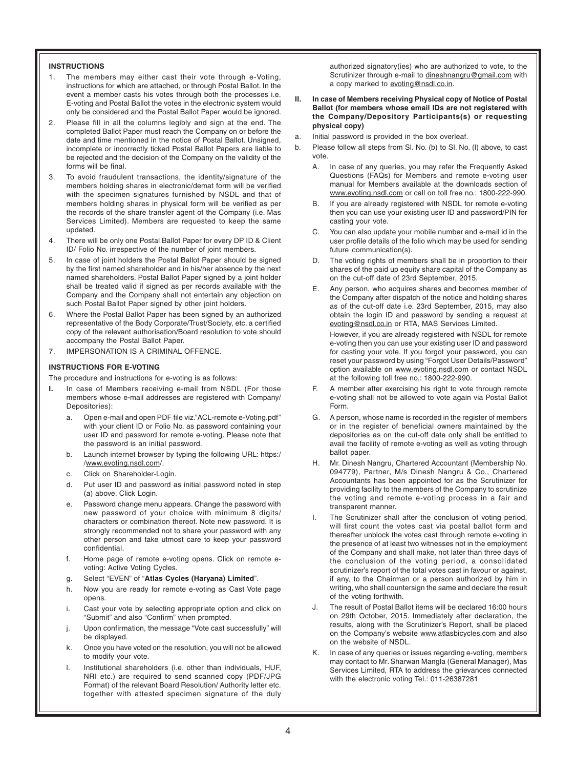**INSTRUCTIONS**

1. The members may either cast their vote through e-Voting, instructions for which are attached, or through Postal Ballot. In the event a member casts his votes through both the processes i.e. E-voting and Postal Ballot the votes in the electronic system would only be considered and the Postal Ballot Paper would be ignored.
2. Please fill in all the columns legibly and sign at the end. The completed Ballot Paper must reach the Company on or before the date and time mentioned in the notice of Postal Ballot. Unsigned, incomplete or incorrectly ticked Postal Ballot Papers are liable to be rejected and the decision of the Company on the validity of the forms will be final.
3. To avoid fraudulent transactions, the identity/signature of the members holding shares in electronic/demat form will be verified with the specimen signatures furnished by NSDL and that of members holding shares in physical form will be verified as per the records of the share transfer agent of the Company (i.e. Mas Services Limited). Members are requested to keep the same updated.
4. There will be only one Postal Ballot Paper for every DP ID & Client ID/ Folio No. irrespective of the number of joint members.
5. In case of joint holders the Postal Ballot Paper should be signed by the first named shareholder and in his/her absence by the next named shareholders. Postal Ballot Paper signed by a joint holder shall be treated valid if signed as per records available with the Company and the Company shall not entertain any objection on such Postal Ballot Paper signed by other joint holders.
6. Where the Postal Ballot Paper has been signed by an authorized representative of the Body Corporate/Trust/Society, etc. a certified copy of the relevant authorisation/Board resolution to vote should accompany the Postal Ballot Paper.
7. IMPERSONATION IS A CRIMINAL OFFENCE.

**INSTRUCTIONS FOR E-VOTING**

The procedure and instructions for e-voting is as follows:

**I.** In case of Members receiving e-mail from NSDL (For those members whose e-mail addresses are registered with Company/ Depositories):

a. Open e-mail and open PDF file viz."ACL-remote e-Voting.pdf" with your client ID or Folio No. as password containing your user ID and password for remote e-voting. Please note that the password is an initial password.

b. Launch internet browser by typing the following URL: https://www.evoting.nsdl.com/.

c. Click on Shareholder-Login.

d. Put user ID and password as initial password noted in step (a) above. Click Login.

e. Password change menu appears. Change the password with new password of your choice with minimum 8 digits/ characters or combination thereof. Note new password. It is strongly recommended not to share your password with any other person and take utmost care to keep your password confidential.

f. Home page of remote e-voting opens. Click on remote e-voting: Active Voting Cycles.

g. Select "EVEN" of "**Atlas Cycles (Haryana) Limited**".

h. Now you are ready for remote e-voting as Cast Vote page opens.

i. Cast your vote by selecting appropriate option and click on "Submit" and also "Confirm" when prompted.

j. Upon confirmation, the message "Vote cast successfully" will be displayed.

k. Once you have voted on the resolution, you will not be allowed to modify your vote.

l. Institutional shareholders (i.e. other than individuals, HUF, NRI etc.) are required to send scanned copy (PDF/JPG Format) of the relevant Board Resolution/ Authority letter etc. together with attested specimen signature of the duly authorized signatory(ies) who are authorized to vote, to the Scrutinizer through e-mail to dineshnangru@gmail.com with a copy marked to evoting@nsdl.co.in.

**II. In case of Members receiving Physical copy of Notice of Postal Ballot (for members whose email IDs are not registered with the Company/Depository Participants(s) or requesting physical copy)**

a. Initial password is provided in the box overleaf.

b. Please follow all steps from Sl. No. (b) to Sl. No. (l) above, to cast vote.

A. In case of any queries, you may refer the Frequently Asked Questions (FAQs) for Members and remote e-voting user manual for Members available at the downloads section of www.evoting.nsdl.com or call on toll free no.: 1800-222-990.

B. If you are already registered with NSDL for remote e-voting then you can use your existing user ID and password/PIN for casting your vote.

C. You can also update your mobile number and e-mail id in the user profile details of the folio which may be used for sending future communication(s).

D. The voting rights of members shall be in proportion to their shares of the paid up equity share capital of the Company as on the cut-off date of 23rd September, 2015.

E. Any person, who acquires shares and becomes member of the Company after dispatch of the notice and holding shares as of the cut-off date i.e. 23rd September, 2015, may also obtain the login ID and password by sending a request at evoting@nsdl.co.in or RTA, MAS Services Limited.

However, if you are already registered with NSDL for remote e-voting then you can use your existing user ID and password for casting your vote. If you forgot your password, you can reset your password by using "Forgot User Details/Password" option available on www.evoting.nsdl.com or contact NSDL at the following toll free no.: 1800-222-990.

F. A member after exercising his right to vote through remote e-voting shall not be allowed to vote again via Postal Ballot Form.

G. A person, whose name is recorded in the register of members or in the register of beneficial owners maintained by the depositories as on the cut-off date only shall be entitled to avail the facility of remote e-voting as well as voting through ballot paper.

H. Mr. Dinesh Nangru, Chartered Accountant (Membership No. 094779), Partner, M/s Dinesh Nangru & Co., Chartered Accountants has been appointed for as the Scrutinizer for providing facility to the members of the Company to scrutinize the voting and remote e-voting process in a fair and transparent manner.

I. The Scrutinizer shall after the conclusion of voting period, will first count the votes cast via postal ballot form and thereafter unblock the votes cast through remote e-voting in the presence of at least two witnesses not in the employment of the Company and shall make, not later than three days of the conclusion of the voting period, a consolidated scrutinizer's report of the total votes cast in favour or against, if any, to the Chairman or a person authorized by him in writing, who shall countersign the same and declare the result of the voting forthwith.

J. The result of Postal Ballot items will be declared 16:00 hours on 29th October, 2015. Immediately after declaration, the results, along with the Scrutinizer's Report, shall be placed on the Company's website www.atlasbicycles.com and also on the website of NSDL.

K. In case of any queries or issues regarding e-voting, members may contact to Mr. Sharwan Mangla (General Manager), Mas Services Limited, RTA to address the grievances connected with the electronic voting Tel.: 011-26387281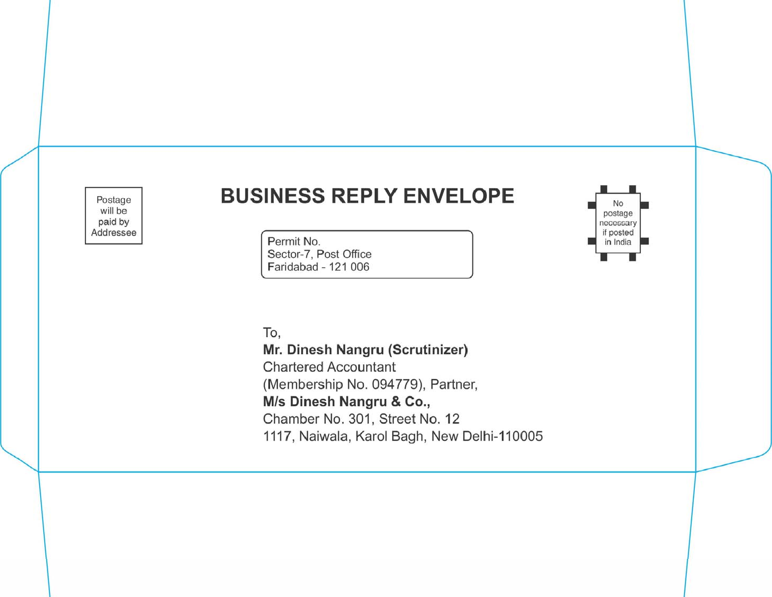Postage will be paid by Addressee

# BUSINESS REPLY ENVELOPE

No postage necessary if posted in India

Permit No.
Sector-7, Post Office
Faridabad - 121 006

To,
**Mr. Dinesh Nangru (Scrutinizer)**
Chartered Accountant
(Membership No. 094779), Partner,
**M/s Dinesh Nangru & Co.,**
Chamber No. 301, Street No. 12
1117, Naiwala, Karol Bagh, New Delhi-110005